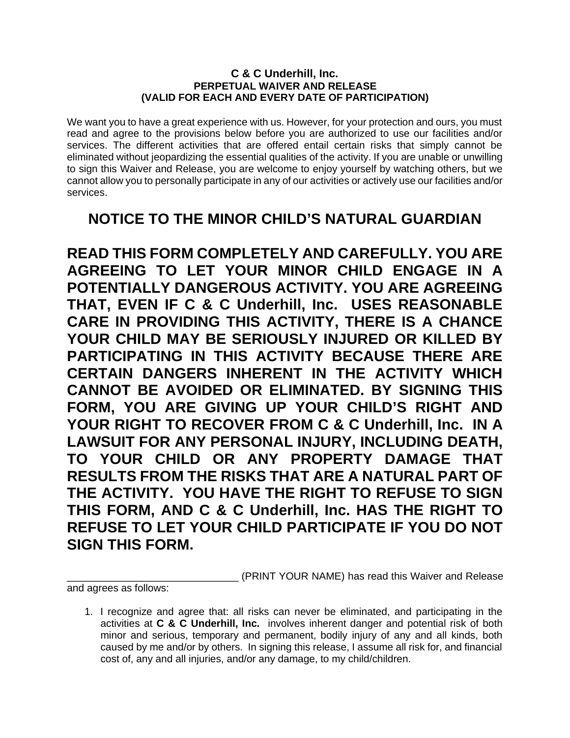**C & C Underhill, Inc.**
**PERPETUAL WAIVER AND RELEASE**
**(VALID FOR EACH AND EVERY DATE OF PARTICIPATION)**

We want you to have a great experience with us. However, for your protection and ours, you must read and agree to the provisions below before you are authorized to use our facilities and/or services. The different activities that are offered entail certain risks that simply cannot be eliminated without jeopardizing the essential qualities of the activity. If you are unable or unwilling to sign this Waiver and Release, you are welcome to enjoy yourself by watching others, but we cannot allow you to personally participate in any of our activities or actively use our facilities and/or services.

## NOTICE TO THE MINOR CHILD'S NATURAL GUARDIAN

**READ THIS FORM COMPLETELY AND CAREFULLY. YOU ARE AGREEING TO LET YOUR MINOR CHILD ENGAGE IN A POTENTIALLY DANGEROUS ACTIVITY. YOU ARE AGREEING THAT, EVEN IF C & C Underhill, Inc. USES REASONABLE CARE IN PROVIDING THIS ACTIVITY, THERE IS A CHANCE YOUR CHILD MAY BE SERIOUSLY INJURED OR KILLED BY PARTICIPATING IN THIS ACTIVITY BECAUSE THERE ARE CERTAIN DANGERS INHERENT IN THE ACTIVITY WHICH CANNOT BE AVOIDED OR ELIMINATED. BY SIGNING THIS FORM, YOU ARE GIVING UP YOUR CHILD'S RIGHT AND YOUR RIGHT TO RECOVER FROM C & C Underhill, Inc. IN A LAWSUIT FOR ANY PERSONAL INJURY, INCLUDING DEATH, TO YOUR CHILD OR ANY PROPERTY DAMAGE THAT RESULTS FROM THE RISKS THAT ARE A NATURAL PART OF THE ACTIVITY. YOU HAVE THE RIGHT TO REFUSE TO SIGN THIS FORM, AND C & C Underhill, Inc. HAS THE RIGHT TO REFUSE TO LET YOUR CHILD PARTICIPATE IF YOU DO NOT SIGN THIS FORM.**

______________________________ (PRINT YOUR NAME) has read this Waiver and Release and agrees as follows:

1. I recognize and agree that: all risks can never be eliminated, and participating in the activities at **C & C Underhill, Inc.** involves inherent danger and potential risk of both minor and serious, temporary and permanent, bodily injury of any and all kinds, both caused by me and/or by others. In signing this release, I assume all risk for, and financial cost of, any and all injuries, and/or any damage, to my child/children.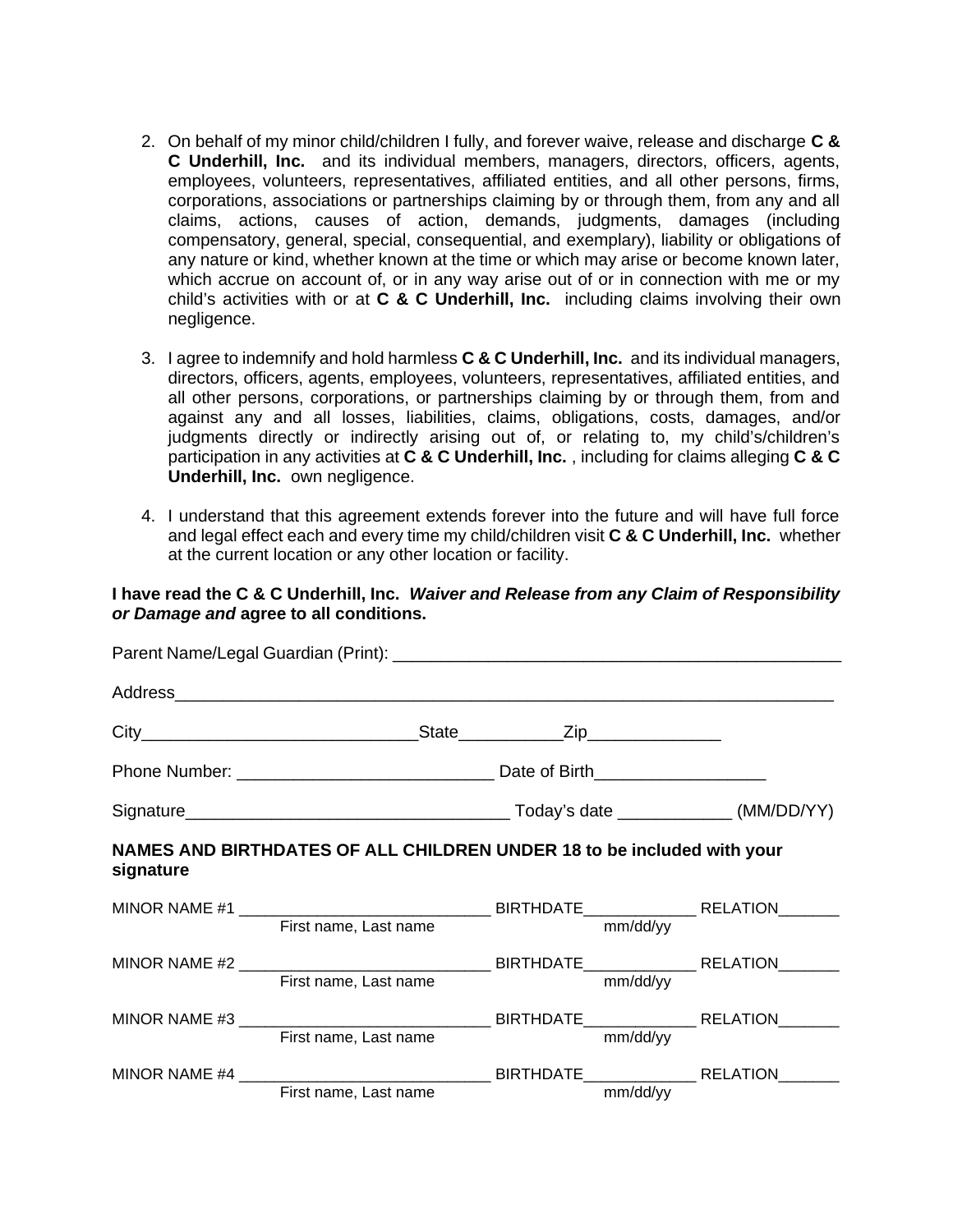2. On behalf of my minor child/children I fully, and forever waive, release and discharge **C & C Underhill, Inc.** and its individual members, managers, directors, officers, agents, employees, volunteers, representatives, affiliated entities, and all other persons, firms, corporations, associations or partnerships claiming by or through them, from any and all claims, actions, causes of action, demands, judgments, damages (including compensatory, general, special, consequential, and exemplary), liability or obligations of any nature or kind, whether known at the time or which may arise or become known later, which accrue on account of, or in any way arise out of or in connection with me or my child's activities with or at **C & C Underhill, Inc.** including claims involving their own negligence.

3. I agree to indemnify and hold harmless **C & C Underhill, Inc.** and its individual managers, directors, officers, agents, employees, volunteers, representatives, affiliated entities, and all other persons, corporations, or partnerships claiming by or through them, from and against any and all losses, liabilities, claims, obligations, costs, damages, and/or judgments directly or indirectly arising out of, or relating to, my child's/children's participation in any activities at **C & C Underhill, Inc.** , including for claims alleging **C & C Underhill, Inc.** own negligence.

4. I understand that this agreement extends forever into the future and will have full force and legal effect each and every time my child/children visit **C & C Underhill, Inc.** whether at the current location or any other location or facility.

**I have read the C & C Underhill, Inc.** ***Waiver and Release from any Claim of Responsibility or Damage and*** **agree to all conditions.**

Parent Name/Legal Guardian (Print): ______________________________________________

Address______________________________________________________________________

City_____________________________State___________Zip______________

Phone Number: ___________________________ Date of Birth__________________

Signature__________________________________ Today's date ____________ (MM/DD/YY)

**NAMES AND BIRTHDATES OF ALL CHILDREN UNDER 18 to be included with your signature**

MINOR NAME #1 _____________________________ BIRTHDATE_____________ RELATION_______
First name, Last name mm/dd/yy

MINOR NAME #2 _____________________________ BIRTHDATE_____________ RELATION_______
First name, Last name mm/dd/yy

MINOR NAME #3 _____________________________ BIRTHDATE_____________ RELATION_______
First name, Last name mm/dd/yy

MINOR NAME #4 _____________________________ BIRTHDATE_____________ RELATION_______
First name, Last name mm/dd/yy